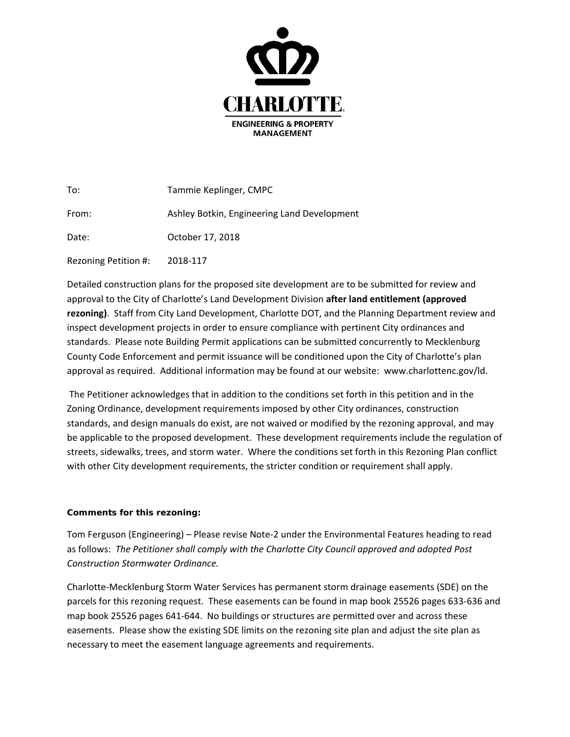**CHARLOTTE**

**ENGINEERING & PROPERTY MANAGEMENT**

To: Tammie Keplinger, CMPC

From: Ashley Botkin, Engineering Land Development

Date: October 17, 2018

Rezoning Petition #: 2018-117

Detailed construction plans for the proposed site development are to be submitted for review and approval to the City of Charlotte's Land Development Division **after land entitlement (approved rezoning)**. Staff from City Land Development, Charlotte DOT, and the Planning Department review and inspect development projects in order to ensure compliance with pertinent City ordinances and standards. Please note Building Permit applications can be submitted concurrently to Mecklenburg County Code Enforcement and permit issuance will be conditioned upon the City of Charlotte's plan approval as required. Additional information may be found at our website: www.charlottenc.gov/ld.

The Petitioner acknowledges that in addition to the conditions set forth in this petition and in the Zoning Ordinance, development requirements imposed by other City ordinances, construction standards, and design manuals do exist, are not waived or modified by the rezoning approval, and may be applicable to the proposed development. These development requirements include the regulation of streets, sidewalks, trees, and storm water. Where the conditions set forth in this Rezoning Plan conflict with other City development requirements, the stricter condition or requirement shall apply.

**Comments for this rezoning:**

Tom Ferguson (Engineering) – Please revise Note-2 under the Environmental Features heading to read as follows: *The Petitioner shall comply with the Charlotte City Council approved and adopted Post Construction Stormwater Ordinance.*

Charlotte-Mecklenburg Storm Water Services has permanent storm drainage easements (SDE) on the parcels for this rezoning request. These easements can be found in map book 25526 pages 633-636 and map book 25526 pages 641-644. No buildings or structures are permitted over and across these easements. Please show the existing SDE limits on the rezoning site plan and adjust the site plan as necessary to meet the easement language agreements and requirements.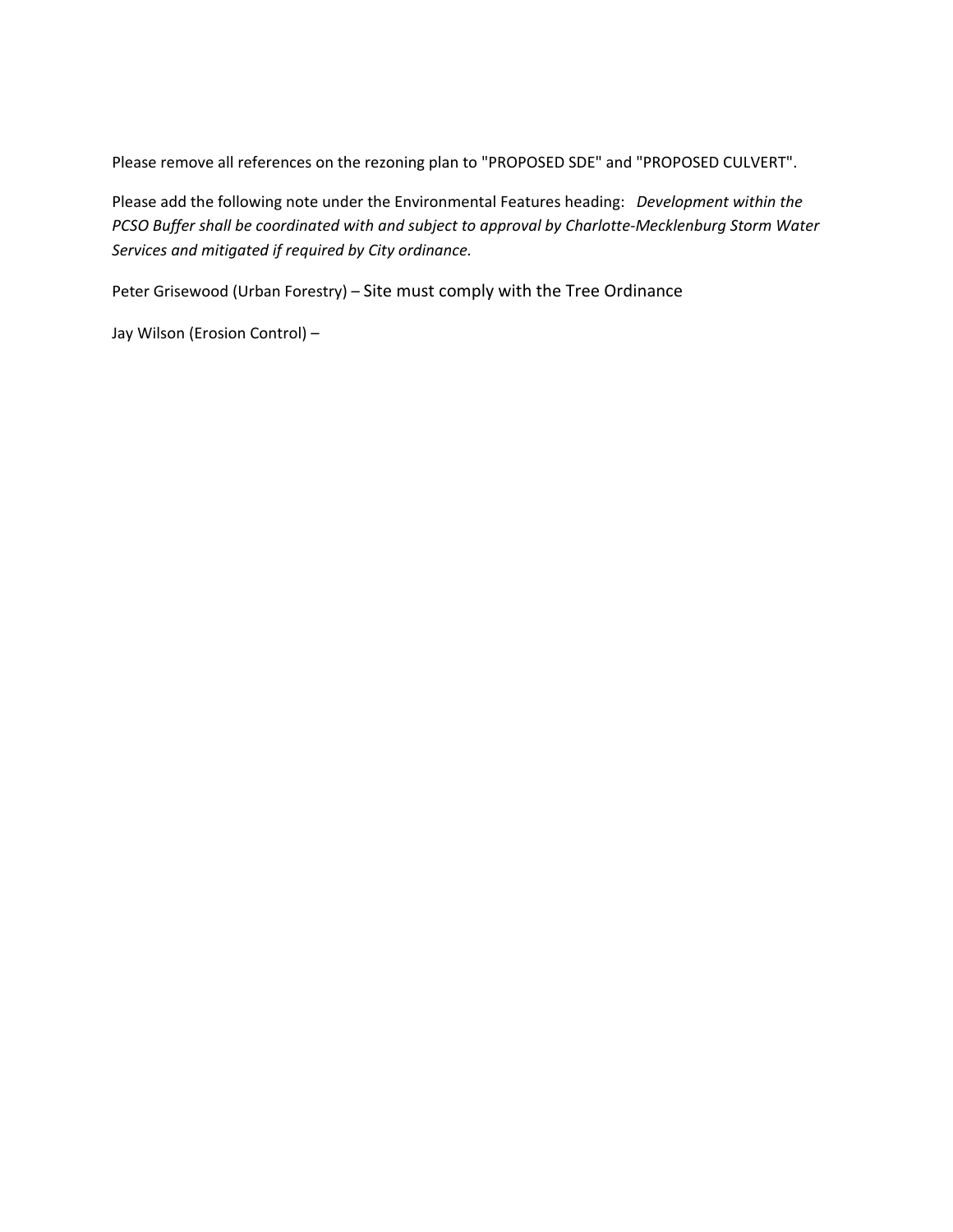Please remove all references on the rezoning plan to "PROPOSED SDE" and "PROPOSED CULVERT".

Please add the following note under the Environmental Features heading: *Development within the PCSO Buffer shall be coordinated with and subject to approval by Charlotte-Mecklenburg Storm Water Services and mitigated if required by City ordinance.*

Peter Grisewood (Urban Forestry) – Site must comply with the Tree Ordinance

Jay Wilson (Erosion Control) –